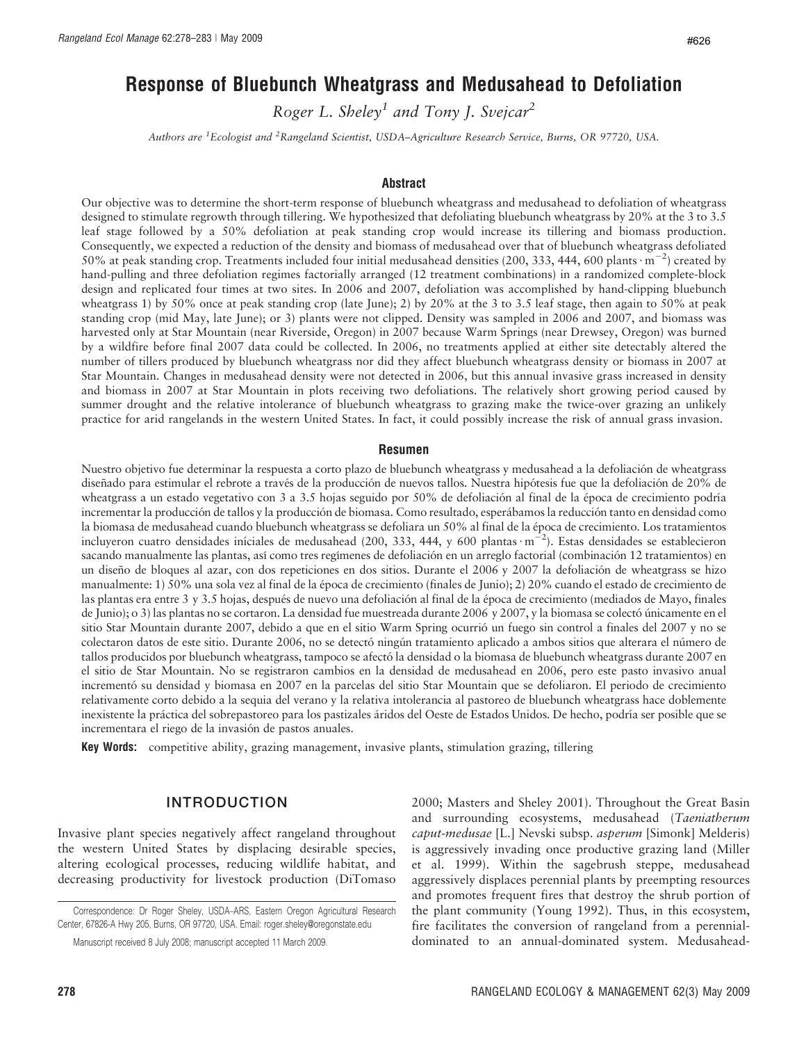# Response of Bluebunch Wheatgrass and Medusahead to Defoliation

*Roger L. Sheley*[1] *and Tony J. Svejcar*[2]

*Authors are* [1]*Ecologist and* [2]*Rangeland Scientist, USDA–Agriculture Research Service, Burns, OR 97720, USA.*

## Abstract

Our objective was to determine the short-term response of bluebunch wheatgrass and medusahead to defoliation of wheatgrass designed to stimulate regrowth through tillering. We hypothesized that defoliating bluebunch wheatgrass by 20% at the 3 to 3.5 leaf stage followed by a 50% defoliation at peak standing crop would increase its tillering and biomass production. Consequently, we expected a reduction of the density and biomass of medusahead over that of bluebunch wheatgrass defoliated 50% at peak standing crop. Treatments included four initial medusahead densities (200, 333, 444, 600 plants $\cdot$ m$^{-2}$) created by hand-pulling and three defoliation regimes factorially arranged (12 treatment combinations) in a randomized complete-block design and replicated four times at two sites. In 2006 and 2007, defoliation was accomplished by hand-clipping bluebunch wheatgrass 1) by 50% once at peak standing crop (late June); 2) by 20% at the 3 to 3.5 leaf stage, then again to 50% at peak standing crop (mid May, late June); or 3) plants were not clipped. Density was sampled in 2006 and 2007, and biomass was harvested only at Star Mountain (near Riverside, Oregon) in 2007 because Warm Springs (near Drewsey, Oregon) was burned by a wildfire before final 2007 data could be collected. In 2006, no treatments applied at either site detectably altered the number of tillers produced by bluebunch wheatgrass nor did they affect bluebunch wheatgrass density or biomass in 2007 at Star Mountain. Changes in medusahead density were not detected in 2006, but this annual invasive grass increased in density and biomass in 2007 at Star Mountain in plots receiving two defoliations. The relatively short growing period caused by summer drought and the relative intolerance of bluebunch wheatgrass to grazing make the twice-over grazing an unlikely practice for arid rangelands in the western United States. In fact, it could possibly increase the risk of annual grass invasion.

## Resumen

Nuestro objetivo fue determinar la respuesta a corto plazo de bluebunch wheatgrass y medusahead a la defoliación de wheatgrass diseñado para estimular el rebrote a través de la producción de nuevos tallos. Nuestra hipótesis fue que la defoliación de 20% de wheatgrass a un estado vegetativo con 3 a 3.5 hojas seguido por 50% de defoliación al final de la época de crecimiento podría incrementar la producción de tallos y la producción de biomasa. Como resultado, esperábamos la reducción tanto en densidad como la biomasa de medusahead cuando bluebunch wheatgrass se defoliara un 50% al final de la época de crecimiento. Los tratamientos incluyeron cuatro densidades iníciales de medusahead (200, 333, 444, y 600 plantas $\cdot$ m$^{-2}$). Estas densidades se establecieron sacando manualmente las plantas, así como tres regímenes de defoliación en un arreglo factorial (combinación 12 tratamientos) en un diseño de bloques al azar, con dos repeticiones en dos sitios. Durante el 2006 y 2007 la defoliación de wheatgrass se hizo manualmente: 1) 50% una sola vez al final de la época de crecimiento (finales de Junio); 2) 20% cuando el estado de crecimiento de las plantas era entre 3 y 3.5 hojas, después de nuevo una defoliación al final de la época de crecimiento (mediados de Mayo, finales de Junio); o 3) las plantas no se cortaron. La densidad fue muestreada durante 2006 y 2007, y la biomasa se colectó únicamente en el sitio Star Mountain durante 2007, debido a que en el sitio Warm Spring ocurrió un fuego sin control a finales del 2007 y no se colectaron datos de este sitio. Durante 2006, no se detectó ningún tratamiento aplicado a ambos sitios que alterara el número de tallos producidos por bluebunch wheatgrass, tampoco se afectó la densidad o la biomasa de bluebunch wheatgrass durante 2007 en el sitio de Star Mountain. No se registraron cambios en la densidad de medusahead en 2006, pero este pasto invasivo anual incrementó su densidad y biomasa en 2007 en la parcelas del sitio Star Mountain que se defoliaron. El periodo de crecimiento relativamente corto debido a la sequia del verano y la relativa intolerancia al pastoreo de bluebunch wheatgrass hace doblemente inexistente la práctica del sobrepastoreo para los pastizales áridos del Oeste de Estados Unidos. De hecho, podría ser posible que se incrementara el riego de la invasión de pastos anuales.

**Key Words:** competitive ability, grazing management, invasive plants, stimulation grazing, tillering

## INTRODUCTION

Invasive plant species negatively affect rangeland throughout the western United States by displacing desirable species, altering ecological processes, reducing wildlife habitat, and decreasing productivity for livestock production (DiTomaso 2000; Masters and Sheley 2001). Throughout the Great Basin and surrounding ecosystems, medusahead (*Taeniatherum caput-medusae* [L.] Nevski subsp. *asperum* [Simonk] Melderis) is aggressively invading once productive grazing land (Miller et al. 1999). Within the sagebrush steppe, medusahead aggressively displaces perennial plants by preempting resources and promotes frequent fires that destroy the shrub portion of the plant community (Young 1992). Thus, in this ecosystem, fire facilitates the conversion of rangeland from a perennial-dominated to an annual-dominated system. Medusahead-

Correspondence: Dr Roger Sheley, USDA–ARS, Eastern Oregon Agricultural Research Center, 67826-A Hwy 205, Burns, OR 97720, USA. Email: roger.sheley@oregonstate.edu

Manuscript received 8 July 2008; manuscript accepted 11 March 2009.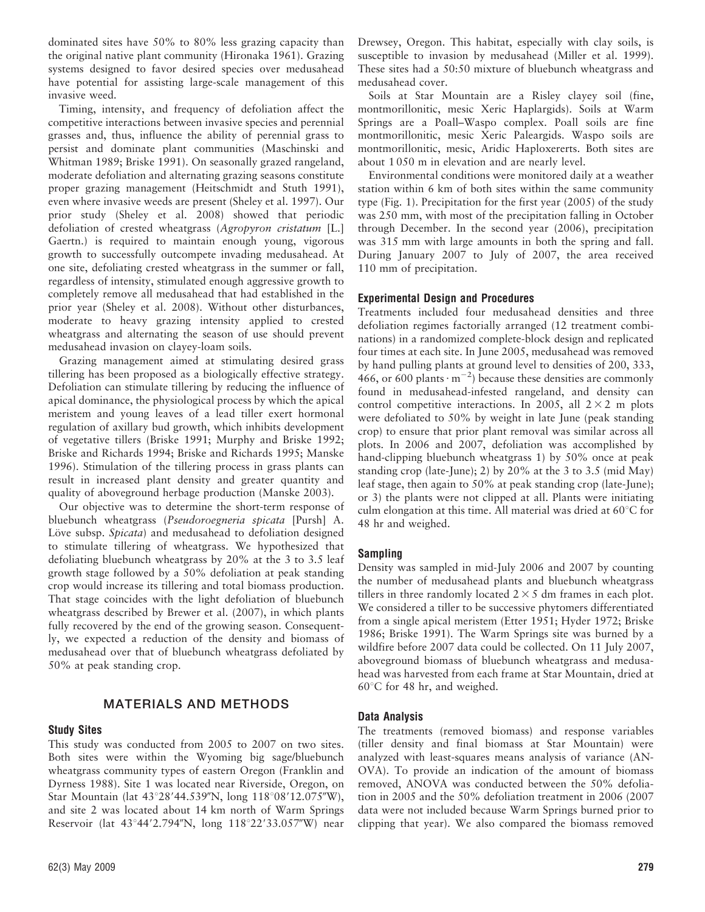dominated sites have 50% to 80% less grazing capacity than the original native plant community (Hironaka 1961). Grazing systems designed to favor desired species over medusahead have potential for assisting large-scale management of this invasive weed.

Timing, intensity, and frequency of defoliation affect the competitive interactions between invasive species and perennial grasses and, thus, influence the ability of perennial grass to persist and dominate plant communities (Maschinski and Whitman 1989; Briske 1991). On seasonally grazed rangeland, moderate defoliation and alternating grazing seasons constitute proper grazing management (Heitschmidt and Stuth 1991), even where invasive weeds are present (Sheley et al. 1997). Our prior study (Sheley et al. 2008) showed that periodic defoliation of crested wheatgrass (*Agropyron cristatum* [L.] Gaertn.) is required to maintain enough young, vigorous growth to successfully outcompete invading medusahead. At one site, defoliating crested wheatgrass in the summer or fall, regardless of intensity, stimulated enough aggressive growth to completely remove all medusahead that had established in the prior year (Sheley et al. 2008). Without other disturbances, moderate to heavy grazing intensity applied to crested wheatgrass and alternating the season of use should prevent medusahead invasion on clayey-loam soils.

Grazing management aimed at stimulating desired grass tillering has been proposed as a biologically effective strategy. Defoliation can stimulate tillering by reducing the influence of apical dominance, the physiological process by which the apical meristem and young leaves of a lead tiller exert hormonal regulation of axillary bud growth, which inhibits development of vegetative tillers (Briske 1991; Murphy and Briske 1992; Briske and Richards 1994; Briske and Richards 1995; Manske 1996). Stimulation of the tillering process in grass plants can result in increased plant density and greater quantity and quality of aboveground herbage production (Manske 2003).

Our objective was to determine the short-term response of bluebunch wheatgrass (*Pseudoroegneria spicata* [Pursh] A. Löve subsp. *Spicata*) and medusahead to defoliation designed to stimulate tillering of wheatgrass. We hypothesized that defoliating bluebunch wheatgrass by 20% at the 3 to 3.5 leaf growth stage followed by a 50% defoliation at peak standing crop would increase its tillering and total biomass production. That stage coincides with the light defoliation of bluebunch wheatgrass described by Brewer et al. (2007), in which plants fully recovered by the end of the growing season. Consequently, we expected a reduction of the density and biomass of medusahead over that of bluebunch wheatgrass defoliated by 50% at peak standing crop.

## MATERIALS AND METHODS

### Study Sites

This study was conducted from 2005 to 2007 on two sites. Both sites were within the Wyoming big sage/bluebunch wheatgrass community types of eastern Oregon (Franklin and Dyrness 1988). Site 1 was located near Riverside, Oregon, on Star Mountain (lat 43°28′44.539″N, long 118°08′12.075″W), and site 2 was located about 14 km north of Warm Springs Reservoir (lat 43°44′2.794″N, long 118°22′33.057″W) near Drewsey, Oregon. This habitat, especially with clay soils, is susceptible to invasion by medusahead (Miller et al. 1999). These sites had a 50:50 mixture of bluebunch wheatgrass and medusahead cover.

Soils at Star Mountain are a Risley clayey soil (fine, montmorillonitic, mesic Xeric Haplargids). Soils at Warm Springs are a Poall–Waspo complex. Poall soils are fine montmorillonitic, mesic Xeric Paleargids. Waspo soils are montmorillonitic, mesic, Aridic Haploxererts. Both sites are about 1 050 m in elevation and are nearly level.

Environmental conditions were monitored daily at a weather station within 6 km of both sites within the same community type (Fig. 1). Precipitation for the first year (2005) of the study was 250 mm, with most of the precipitation falling in October through December. In the second year (2006), precipitation was 315 mm with large amounts in both the spring and fall. During January 2007 to July of 2007, the area received 110 mm of precipitation.

### Experimental Design and Procedures

Treatments included four medusahead densities and three defoliation regimes factorially arranged (12 treatment combinations) in a randomized complete-block design and replicated four times at each site. In June 2005, medusahead was removed by hand pulling plants at ground level to densities of 200, 333, 466, or 600 plants $\cdot$ $m^{-2}$) because these densities are commonly found in medusahead-infested rangeland, and density can control competitive interactions. In 2005, all $2 \times 2$ m plots were defoliated to 50% by weight in late June (peak standing crop) to ensure that prior plant removal was similar across all plots. In 2006 and 2007, defoliation was accomplished by hand-clipping bluebunch wheatgrass 1) by 50% once at peak standing crop (late-June); 2) by 20% at the 3 to 3.5 (mid May) leaf stage, then again to 50% at peak standing crop (late-June); or 3) the plants were not clipped at all. Plants were initiating culm elongation at this time. All material was dried at 60°C for 48 hr and weighed.

### Sampling

Density was sampled in mid-July 2006 and 2007 by counting the number of medusahead plants and bluebunch wheatgrass tillers in three randomly located $2 \times 5$ dm frames in each plot. We considered a tiller to be successive phytomers differentiated from a single apical meristem (Etter 1951; Hyder 1972; Briske 1986; Briske 1991). The Warm Springs site was burned by a wildfire before 2007 data could be collected. On 11 July 2007, aboveground biomass of bluebunch wheatgrass and medusahead was harvested from each frame at Star Mountain, dried at 60°C for 48 hr, and weighed.

### Data Analysis

The treatments (removed biomass) and response variables (tiller density and final biomass at Star Mountain) were analyzed with least-squares means analysis of variance (ANOVA). To provide an indication of the amount of biomass removed, ANOVA was conducted between the 50% defoliation in 2005 and the 50% defoliation treatment in 2006 (2007 data were not included because Warm Springs burned prior to clipping that year). We also compared the biomass removed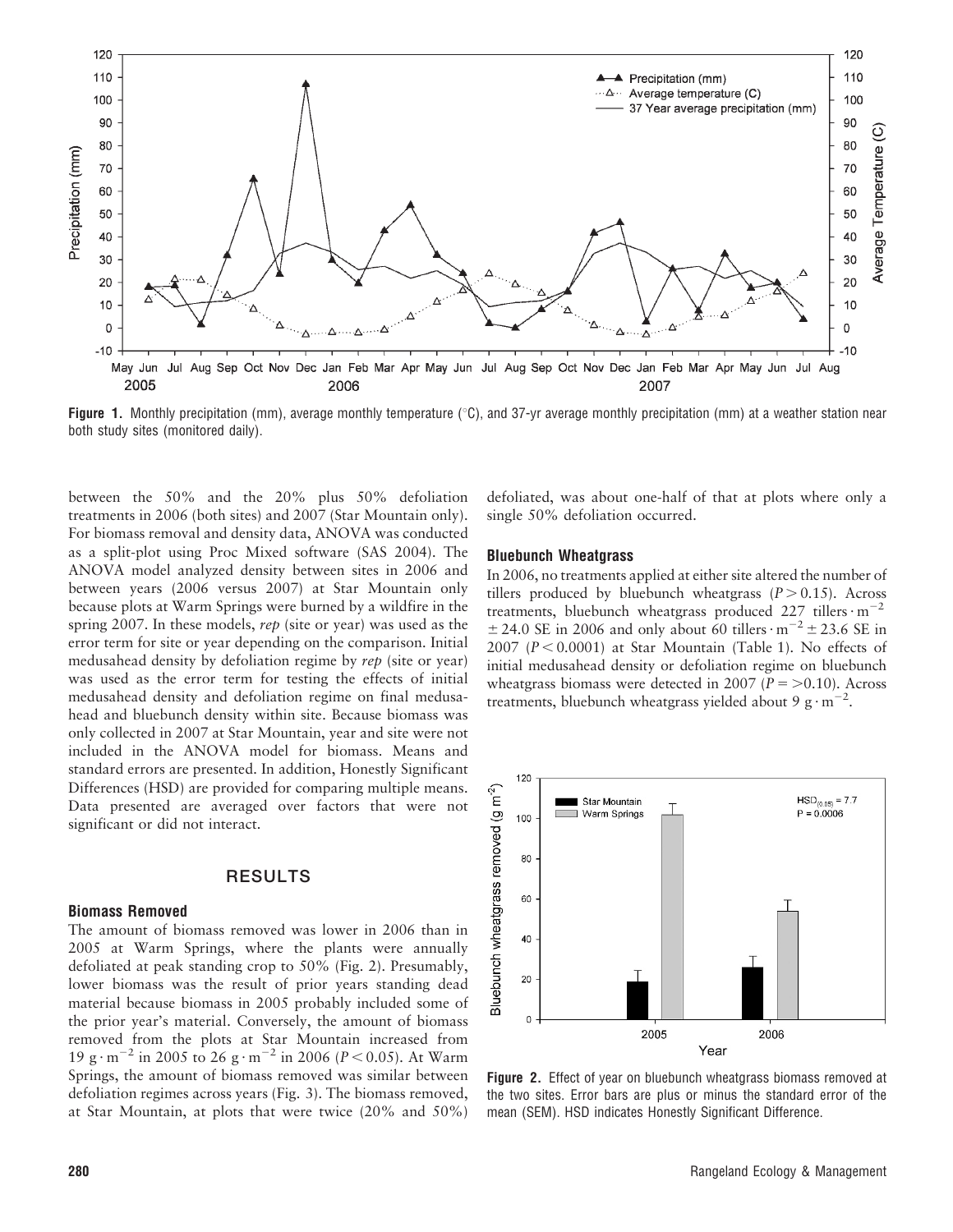**Figure 1.** Monthly precipitation (mm), average monthly temperature (°C), and 37-yr average monthly precipitation (mm) at a weather station near both study sites (monitored daily).

between the 50% and the 20% plus 50% defoliation treatments in 2006 (both sites) and 2007 (Star Mountain only). For biomass removal and density data, ANOVA was conducted as a split-plot using Proc Mixed software (SAS 2004). The ANOVA model analyzed density between sites in 2006 and between years (2006 versus 2007) at Star Mountain only because plots at Warm Springs were burned by a wildfire in the spring 2007. In these models, *rep* (site or year) was used as the error term for site or year depending on the comparison. Initial medusahead density by defoliation regime by *rep* (site or year) was used as the error term for testing the effects of initial medusahead density and defoliation regime on final medusahead and bluebunch density within site. Because biomass was only collected in 2007 at Star Mountain, year and site were not included in the ANOVA model for biomass. Means and standard errors are presented. In addition, Honestly Significant Differences (HSD) are provided for comparing multiple means. Data presented are averaged over factors that were not significant or did not interact.

## RESULTS

### Biomass Removed

The amount of biomass removed was lower in 2006 than in 2005 at Warm Springs, where the plants were annually defoliated at peak standing crop to 50% (Fig. 2). Presumably, lower biomass was the result of prior years standing dead material because biomass in 2005 probably included some of the prior year's material. Conversely, the amount of biomass removed from the plots at Star Mountain increased from 19 $g \cdot m^{-2}$ in 2005 to 26 $g \cdot m^{-2}$ in 2006 ($P < 0.05$). At Warm Springs, the amount of biomass removed was similar between defoliation regimes across years (Fig. 3). The biomass removed, at Star Mountain, at plots that were twice (20% and 50%) defoliated, was about one-half of that at plots where only a single 50% defoliation occurred.

### Bluebunch Wheatgrass

In 2006, no treatments applied at either site altered the number of tillers produced by bluebunch wheatgrass ($P > 0.15$). Across treatments, bluebunch wheatgrass produced 227 tillers $\cdot m^{-2}$ $\pm$ 24.0 SE in 2006 and only about 60 tillers $\cdot m^{-2} \pm$ 23.6 SE in 2007 ($P < 0.0001$) at Star Mountain (Table 1). No effects of initial medusahead density or defoliation regime on bluebunch wheatgrass biomass were detected in 2007 ($P = > 0.10$). Across treatments, bluebunch wheatgrass yielded about 9 $g \cdot m^{-2}$.

**Figure 2.** Effect of year on bluebunch wheatgrass biomass removed at the two sites. Error bars are plus or minus the standard error of the mean (SEM). HSD indicates Honestly Significant Difference.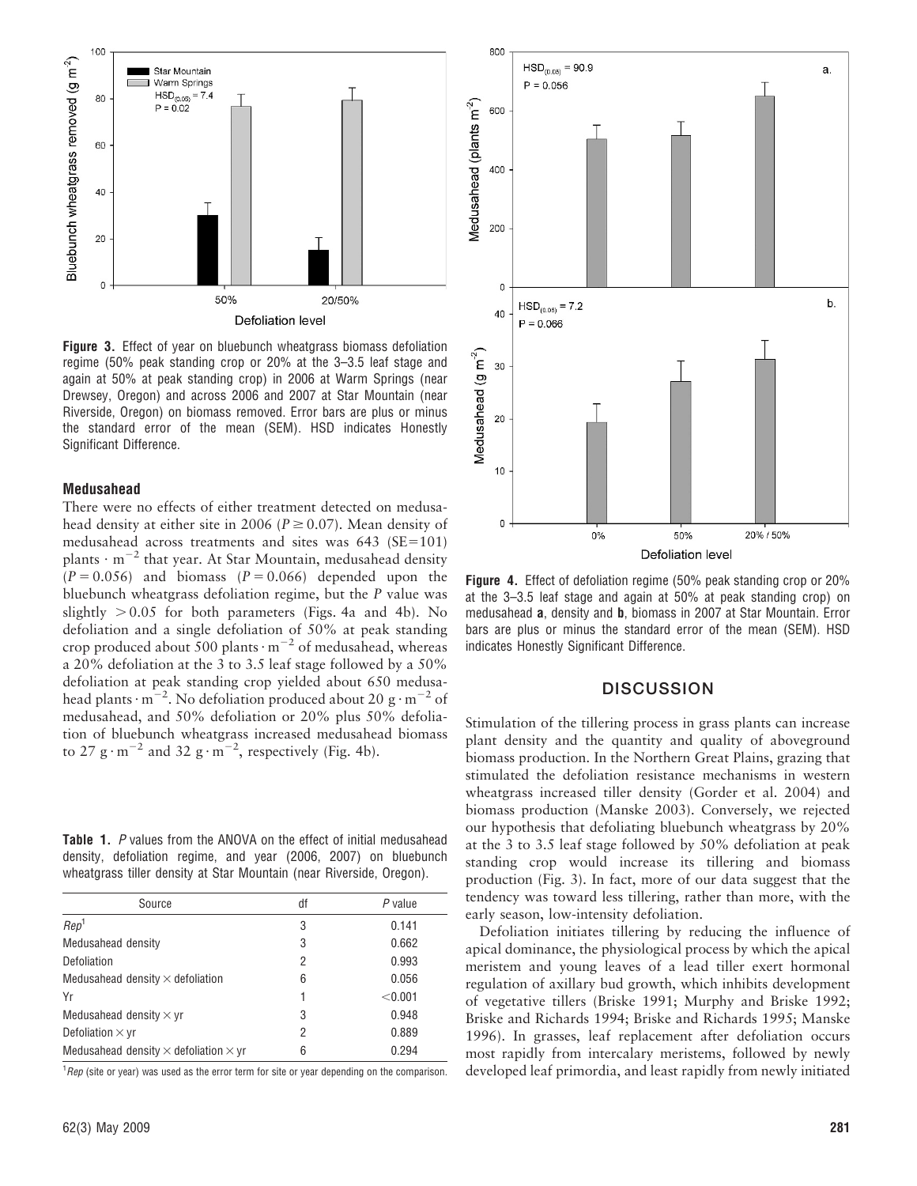Figure 3. Effect of year on bluebunch wheatgrass biomass defoliation regime (50% peak standing crop or 20% at the 3–3.5 leaf stage and again at 50% at peak standing crop) in 2006 at Warm Springs (near Drewsey, Oregon) and across 2006 and 2007 at Star Mountain (near Riverside, Oregon) on biomass removed. Error bars are plus or minus the standard error of the mean (SEM). HSD indicates Honestly Significant Difference.

### Medusahead

There were no effects of either treatment detected on medusahead density at either site in 2006 ($P \geq 0.07$). Mean density of medusahead across treatments and sites was 643 (SE=101) plants $\cdot$ m$^{-2}$ that year. At Star Mountain, medusahead density ($P = 0.056$) and biomass ($P = 0.066$) depended upon the bluebunch wheatgrass defoliation regime, but the $P$ value was slightly $> 0.05$ for both parameters (Figs. 4a and 4b). No defoliation and a single defoliation of 50% at peak standing crop produced about 500 plants $\cdot$ m$^{-2}$ of medusahead, whereas a 20% defoliation at the 3 to 3.5 leaf stage followed by a 50% defoliation at peak standing crop yielded about 650 medusahead plants $\cdot$ m$^{-2}$. No defoliation produced about 20 g $\cdot$ m$^{-2}$ of medusahead, and 50% defoliation or 20% plus 50% defoliation of bluebunch wheatgrass increased medusahead biomass to 27 g $\cdot$ m$^{-2}$ and 32 g $\cdot$ m$^{-2}$, respectively (Fig. 4b).

**Table 1.** $P$ values from the ANOVA on the effect of initial medusahead density, defoliation regime, and year (2006, 2007) on bluebunch wheatgrass tiller density at Star Mountain (near Riverside, Oregon).

| Source | df | $P$ value |
|---|---|---|
| *Rep*[1] | 3 | 0.141 |
| Medusahead density | 3 | 0.662 |
| Defoliation | 2 | 0.993 |
| Medusahead density × defoliation | 6 | 0.056 |
| Yr | 1 | <0.001 |
| Medusahead density × yr | 3 | 0.948 |
| Defoliation × yr | 2 | 0.889 |
| Medusahead density × defoliation × yr | 6 | 0.294 |

[1]*Rep* (site or year) was used as the error term for site or year depending on the comparison.

Figure 4. Effect of defoliation regime (50% peak standing crop or 20% at the 3–3.5 leaf stage and again at 50% at peak standing crop) on medusahead **a**, density and **b**, biomass in 2007 at Star Mountain. Error bars are plus or minus the standard error of the mean (SEM). HSD indicates Honestly Significant Difference.

## DISCUSSION

Stimulation of the tillering process in grass plants can increase plant density and the quantity and quality of aboveground biomass production. In the Northern Great Plains, grazing that stimulated the defoliation resistance mechanisms in western wheatgrass increased tiller density (Gorder et al. 2004) and biomass production (Manske 2003). Conversely, we rejected our hypothesis that defoliating bluebunch wheatgrass by 20% at the 3 to 3.5 leaf stage followed by 50% defoliation at peak standing crop would increase its tillering and biomass production (Fig. 3). In fact, more of our data suggest that the tendency was toward less tillering, rather than more, with the early season, low-intensity defoliation.

Defoliation initiates tillering by reducing the influence of apical dominance, the physiological process by which the apical meristem and young leaves of a lead tiller exert hormonal regulation of axillary bud growth, which inhibits development of vegetative tillers (Briske 1991; Murphy and Briske 1992; Briske and Richards 1994; Briske and Richards 1995; Manske 1996). In grasses, leaf replacement after defoliation occurs most rapidly from intercalary meristems, followed by newly developed leaf primordia, and least rapidly from newly initiated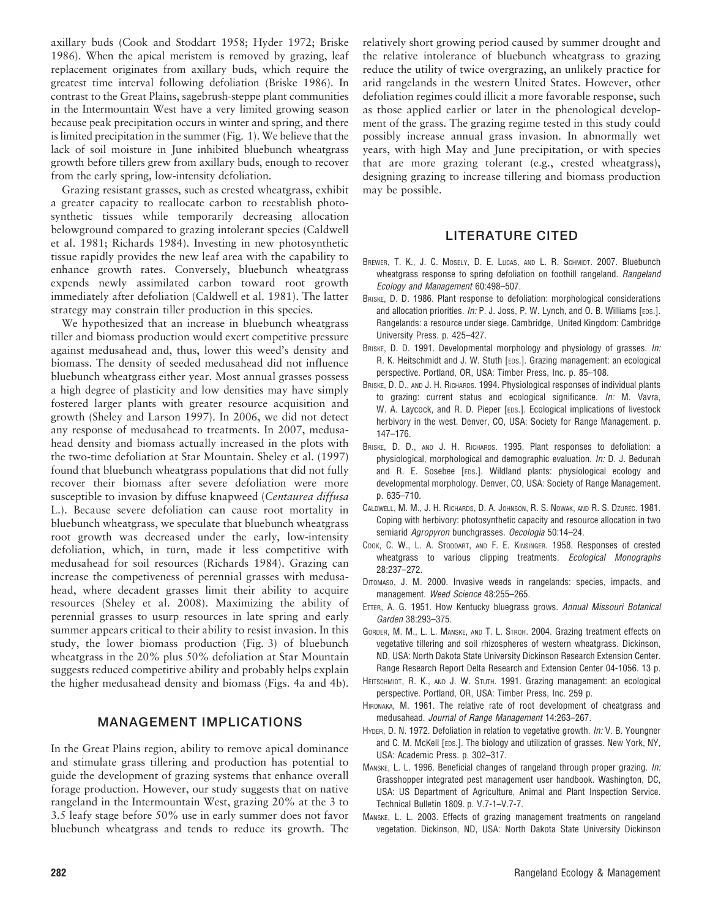axillary buds (Cook and Stoddart 1958; Hyder 1972; Briske 1986). When the apical meristem is removed by grazing, leaf replacement originates from axillary buds, which require the greatest time interval following defoliation (Briske 1986). In contrast to the Great Plains, sagebrush-steppe plant communities in the Intermountain West have a very limited growing season because peak precipitation occurs in winter and spring, and there is limited precipitation in the summer (Fig. 1). We believe that the lack of soil moisture in June inhibited bluebunch wheatgrass growth before tillers grew from axillary buds, enough to recover from the early spring, low-intensity defoliation.

Grazing resistant grasses, such as crested wheatgrass, exhibit a greater capacity to reallocate carbon to reestablish photosynthetic tissues while temporarily decreasing allocation belowground compared to grazing intolerant species (Caldwell et al. 1981; Richards 1984). Investing in new photosynthetic tissue rapidly provides the new leaf area with the capability to enhance growth rates. Conversely, bluebunch wheatgrass expends newly assimilated carbon toward root growth immediately after defoliation (Caldwell et al. 1981). The latter strategy may constrain tiller production in this species.

We hypothesized that an increase in bluebunch wheatgrass tiller and biomass production would exert competitive pressure against medusahead and, thus, lower this weed's density and biomass. The density of seeded medusahead did not influence bluebunch wheatgrass either year. Most annual grasses possess a high degree of plasticity and low densities may have simply fostered larger plants with greater resource acquisition and growth (Sheley and Larson 1997). In 2006, we did not detect any response of medusahead to treatments. In 2007, medusahead density and biomass actually increased in the plots with the two-time defoliation at Star Mountain. Sheley et al. (1997) found that bluebunch wheatgrass populations that did not fully recover their biomass after severe defoliation were more susceptible to invasion by diffuse knapweed (*Centaurea diffusa* L.). Because severe defoliation can cause root mortality in bluebunch wheatgrass, we speculate that bluebunch wheatgrass root growth was decreased under the early, low-intensity defoliation, which, in turn, made it less competitive with medusahead for soil resources (Richards 1984). Grazing can increase the competiveness of perennial grasses with medusahead, where decadent grasses limit their ability to acquire resources (Sheley et al. 2008). Maximizing the ability of perennial grasses to usurp resources in late spring and early summer appears critical to their ability to resist invasion. In this study, the lower biomass production (Fig. 3) of bluebunch wheatgrass in the 20% plus 50% defoliation at Star Mountain suggests reduced competitive ability and probably helps explain the higher medusahead density and biomass (Figs. 4a and 4b).

## MANAGEMENT IMPLICATIONS

In the Great Plains region, ability to remove apical dominance and stimulate grass tillering and production has potential to guide the development of grazing systems that enhance overall forage production. However, our study suggests that on native rangeland in the Intermountain West, grazing 20% at the 3 to 3.5 leafy stage before 50% use in early summer does not favor bluebunch wheatgrass and tends to reduce its growth. The relatively short growing period caused by summer drought and the relative intolerance of bluebunch wheatgrass to grazing reduce the utility of twice overgrazing, an unlikely practice for arid rangelands in the western United States. However, other defoliation regimes could illicit a more favorable response, such as those applied earlier or later in the phenological development of the grass. The grazing regime tested in this study could possibly increase annual grass invasion. In abnormally wet years, with high May and June precipitation, or with species that are more grazing tolerant (e.g., crested wheatgrass), designing grazing to increase tillering and biomass production may be possible.

## LITERATURE CITED

Brewer, T. K., J. C. Mosely, D. E. Lucas, and L. R. Schmidt. 2007. Bluebunch wheatgrass response to spring defoliation on foothill rangeland. *Rangeland Ecology and Management* 60:498–507.

Briske, D. D. 1986. Plant response to defoliation: morphological considerations and allocation priorities. *In:* P. J. Joss, P. W. Lynch, and O. B. Williams [eds.]. Rangelands: a resource under siege. Cambridge, United Kingdom: Cambridge University Press. p. 425–427.

Briske, D. D. 1991. Developmental morphology and physiology of grasses. *In:* R. K. Heitschmidt and J. W. Stuth [eds.]. Grazing management: an ecological perspective. Portland, OR, USA: Timber Press, Inc. p. 85–108.

Briske, D. D., and J. H. Richards. 1994. Physiological responses of individual plants to grazing: current status and ecological significance. *In:* M. Vavra, W. A. Laycock, and R. D. Pieper [eds.]. Ecological implications of livestock herbivory in the west. Denver, CO, USA: Society for Range Management. p. 147–176.

Briske, D. D., and J. H. Richards. 1995. Plant responses to defoliation: a physiological, morphological and demographic evaluation. *In:* D. J. Bedunah and R. E. Sosebee [eds.]. Wildland plants: physiological ecology and developmental morphology. Denver, CO, USA: Society of Range Management. p. 635–710.

Caldwell, M. M., J. H. Richards, D. A. Johnson, R. S. Nowak, and R. S. Dzurec. 1981. Coping with herbivory: photosynthetic capacity and resource allocation in two semiarid *Agropyron* bunchgrasses. *Oecologia* 50:14–24.

Cook, C. W., L. A. Stoddart, and F. E. Kinsinger. 1958. Responses of crested wheatgrass to various clipping treatments. *Ecological Monographs* 28:237–272.

DiTomaso, J. M. 2000. Invasive weeds in rangelands: species, impacts, and management. *Weed Science* 48:255–265.

Etter, A. G. 1951. How Kentucky bluegrass grows. *Annual Missouri Botanical Garden* 38:293–375.

Gorder, M. M., L. L. Manske, and T. L. Stroh. 2004. Grazing treatment effects on vegetative tillering and soil rhizospheres of western wheatgrass. Dickinson, ND, USA: North Dakota State University Dickinson Research Extension Center. Range Research Report Delta Research and Extension Center 04-1056. 13 p.

Heitschmidt, R. K., and J. W. Stuth. 1991. Grazing management: an ecological perspective. Portland, OR, USA: Timber Press, Inc. 259 p.

Hironaka, M. 1961. The relative rate of root development of cheatgrass and medusahead. *Journal of Range Management* 14:263–267.

Hyder, D. N. 1972. Defoliation in relation to vegetative growth. *In:* V. B. Youngner and C. M. McKell [eds.]. The biology and utilization of grasses. New York, NY, USA: Academic Press. p. 302–317.

Manske, L. L. 1996. Beneficial changes of rangeland through proper grazing. *In:* Grasshopper integrated pest management user handbook. Washington, DC, USA: US Department of Agriculture, Animal and Plant Inspection Service. Technical Bulletin 1809. p. V.7-1–V.7-7.

Manske, L. L. 2003. Effects of grazing management treatments on rangeland vegetation. Dickinson, ND, USA: North Dakota State University Dickinson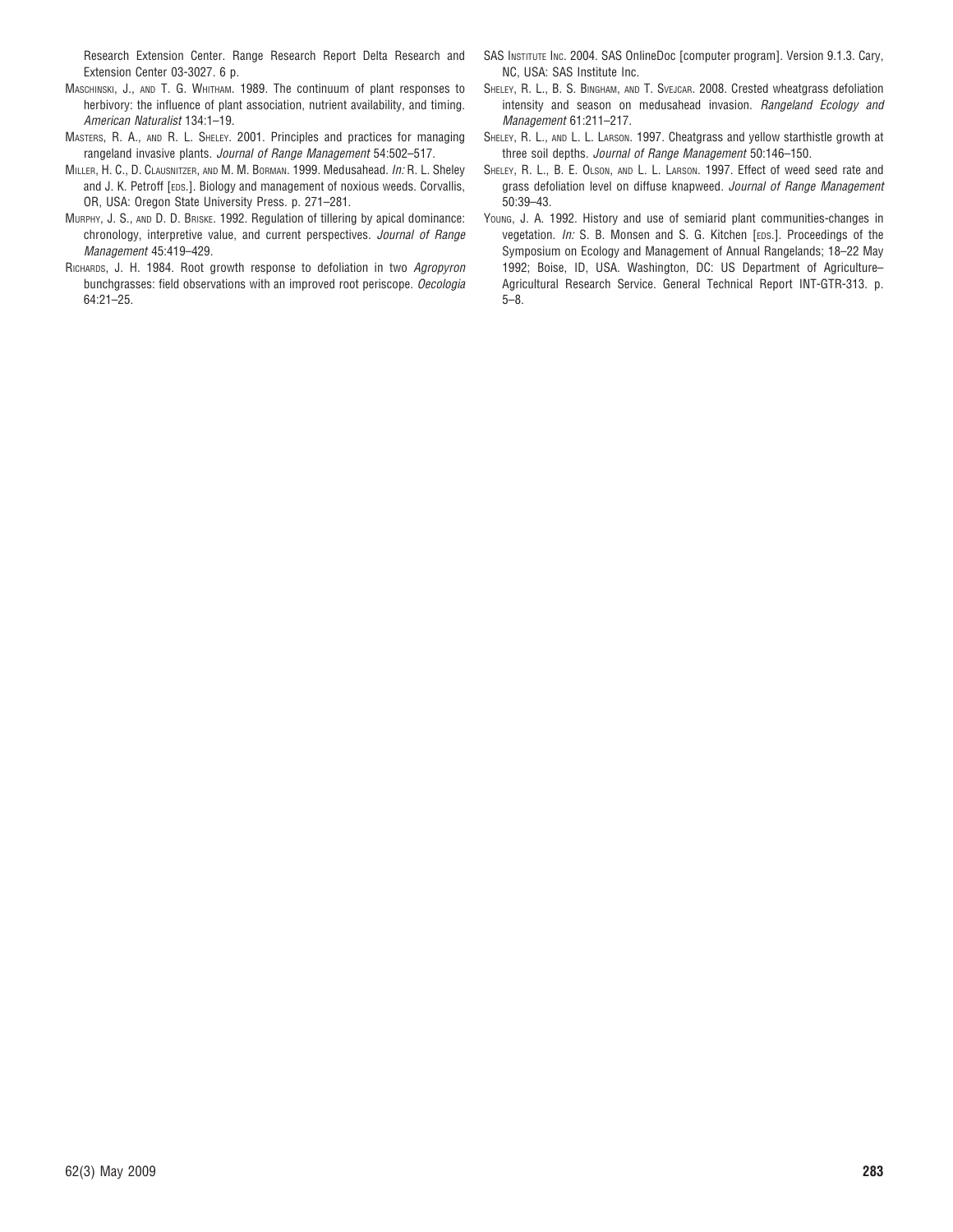Research Extension Center. Range Research Report Delta Research and Extension Center 03-3027. 6 p.

MASCHINSKI, J., AND T. G. WHITHAM. 1989. The continuum of plant responses to herbivory: the influence of plant association, nutrient availability, and timing. *American Naturalist* 134:1–19.

MASTERS, R. A., AND R. L. SHELEY. 2001. Principles and practices for managing rangeland invasive plants. *Journal of Range Management* 54:502–517.

MILLER, H. C., D. CLAUSNITZER, AND M. M. BORMAN. 1999. Medusahead. *In:* R. L. Sheley and J. K. Petroff [EDS.]. Biology and management of noxious weeds. Corvallis, OR, USA: Oregon State University Press. p. 271–281.

MURPHY, J. S., AND D. D. BRISKE. 1992. Regulation of tillering by apical dominance: chronology, interpretive value, and current perspectives. *Journal of Range Management* 45:419–429.

RICHARDS, J. H. 1984. Root growth response to defoliation in two *Agropyron* bunchgrasses: field observations with an improved root periscope. *Oecologia* 64:21–25.

SAS INSTITUTE INC. 2004. SAS OnlineDoc [computer program]. Version 9.1.3. Cary, NC, USA: SAS Institute Inc.

SHELEY, R. L., B. S. BINGHAM, AND T. SVEJCAR. 2008. Crested wheatgrass defoliation intensity and season on medusahead invasion. *Rangeland Ecology and Management* 61:211–217.

SHELEY, R. L., AND L. L. LARSON. 1997. Cheatgrass and yellow starthistle growth at three soil depths. *Journal of Range Management* 50:146–150.

SHELEY, R. L., B. E. OLSON, AND L. L. LARSON. 1997. Effect of weed seed rate and grass defoliation level on diffuse knapweed. *Journal of Range Management* 50:39–43.

YOUNG, J. A. 1992. History and use of semiarid plant communities-changes in vegetation. *In:* S. B. Monsen and S. G. Kitchen [EDS.]. Proceedings of the Symposium on Ecology and Management of Annual Rangelands; 18–22 May 1992; Boise, ID, USA. Washington, DC: US Department of Agriculture–Agricultural Research Service. General Technical Report INT-GTR-313. p. 5–8.